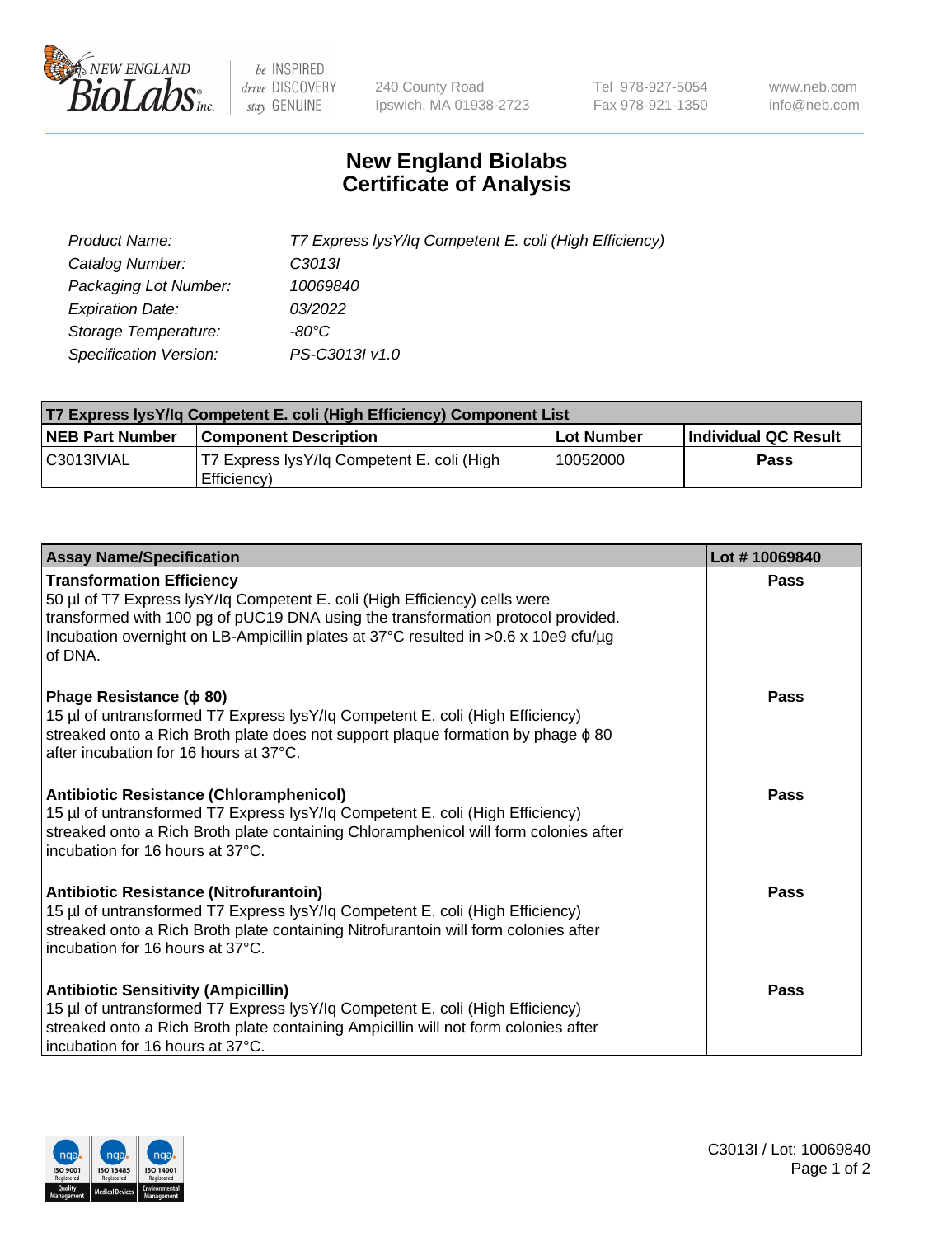# New England Biolabs Certificate of Analysis

| | |
|---|---|
| *Product Name:* | *T7 Express lysY/Iq Competent E. coli (High Efficiency)* |
| *Catalog Number:* | *C3013I* |
| *Packaging Lot Number:* | *10069840* |
| *Expiration Date:* | *03/2022* |
| *Storage Temperature:* | *-80°C* |
| *Specification Version:* | *PS-C3013I v1.0* |

| T7 Express lysY/Iq Competent E. coli (High Efficiency) Component List | | | |
|---|---|---|---|
| **NEB Part Number** | **Component Description** | **Lot Number** | **Individual QC Result** |
| C3013IVIAL | T7 Express lysY/Iq Competent E. coli (High Efficiency) | 10052000 | **Pass** |

| Assay Name/Specification | Lot # 10069840 |
|---|---|
| **Transformation Efficiency**<br>50 µl of T7 Express lysY/Iq Competent E. coli (High Efficiency) cells were transformed with 100 pg of pUC19 DNA using the transformation protocol provided. Incubation overnight on LB-Ampicillin plates at 37°C resulted in >0.6 x 10e9 cfu/µg of DNA. | **Pass** |
| **Phage Resistance (ϕ 80)**<br>15 µl of untransformed T7 Express lysY/Iq Competent E. coli (High Efficiency) streaked onto a Rich Broth plate does not support plaque formation by phage ϕ 80 after incubation for 16 hours at 37°C. | **Pass** |
| **Antibiotic Resistance (Chloramphenicol)**<br>15 µl of untransformed T7 Express lysY/Iq Competent E. coli (High Efficiency) streaked onto a Rich Broth plate containing Chloramphenicol will form colonies after incubation for 16 hours at 37°C. | **Pass** |
| **Antibiotic Resistance (Nitrofurantoin)**<br>15 µl of untransformed T7 Express lysY/Iq Competent E. coli (High Efficiency) streaked onto a Rich Broth plate containing Nitrofurantoin will form colonies after incubation for 16 hours at 37°C. | **Pass** |
| **Antibiotic Sensitivity (Ampicillin)**<br>15 µl of untransformed T7 Express lysY/Iq Competent E. coli (High Efficiency) streaked onto a Rich Broth plate containing Ampicillin will not form colonies after incubation for 16 hours at 37°C. | **Pass** |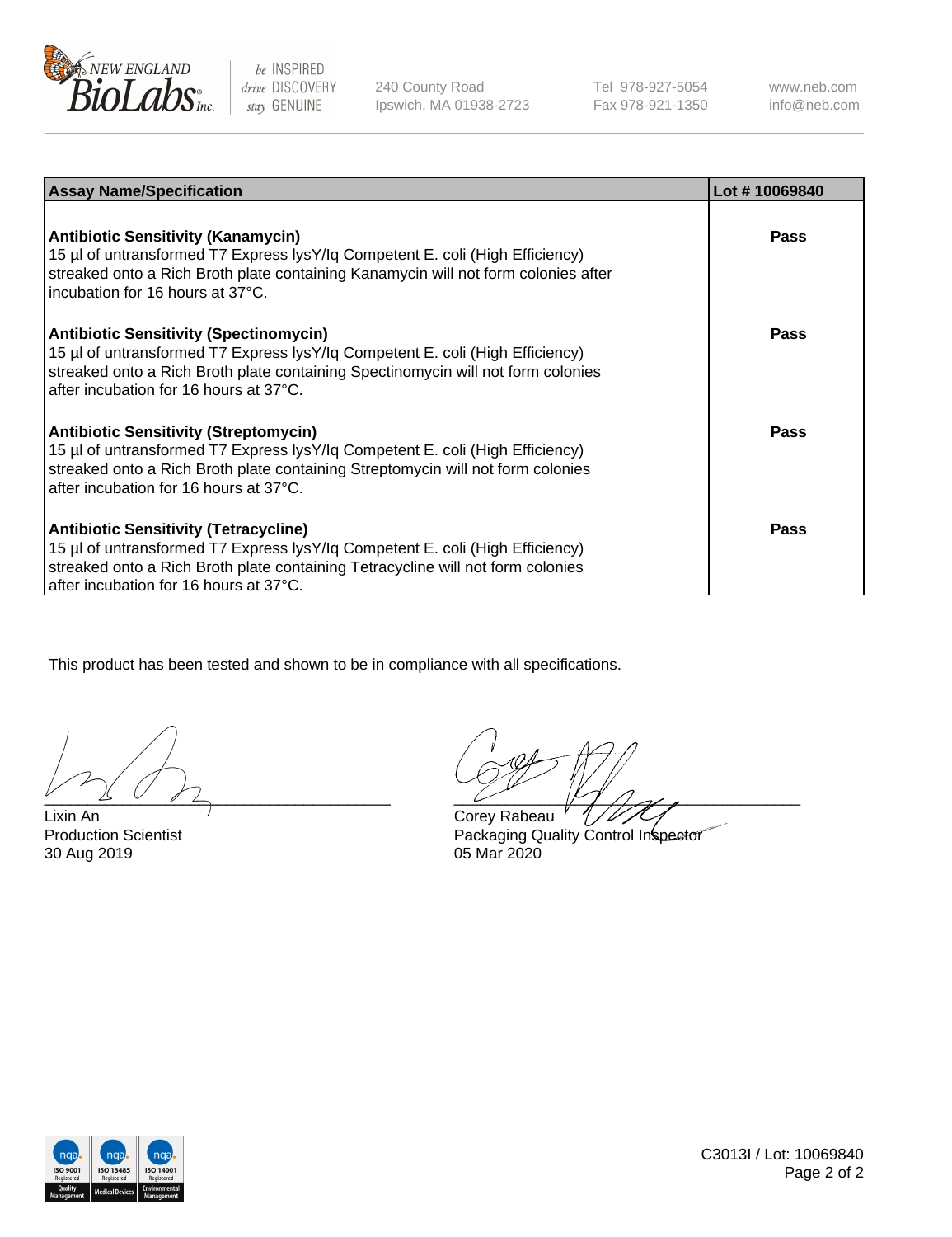| Assay Name/Specification | Lot # 10069840 |
| --- | --- |
| **Antibiotic Sensitivity (Kanamycin)**<br>15 µl of untransformed T7 Express lysY/Iq Competent E. coli (High Efficiency) streaked onto a Rich Broth plate containing Kanamycin will not form colonies after incubation for 16 hours at 37°C. | **Pass** |
| **Antibiotic Sensitivity (Spectinomycin)**<br>15 µl of untransformed T7 Express lysY/Iq Competent E. coli (High Efficiency) streaked onto a Rich Broth plate containing Spectinomycin will not form colonies after incubation for 16 hours at 37°C. | **Pass** |
| **Antibiotic Sensitivity (Streptomycin)**<br>15 µl of untransformed T7 Express lysY/Iq Competent E. coli (High Efficiency) streaked onto a Rich Broth plate containing Streptomycin will not form colonies after incubation for 16 hours at 37°C. | **Pass** |
| **Antibiotic Sensitivity (Tetracycline)**<br>15 µl of untransformed T7 Express lysY/Iq Competent E. coli (High Efficiency) streaked onto a Rich Broth plate containing Tetracycline will not form colonies after incubation for 16 hours at 37°C. | **Pass** |

This product has been tested and shown to be in compliance with all specifications.

Lixin An
Production Scientist
30 Aug 2019

Corey Rabeau
Packaging Quality Control Inspector
05 Mar 2020

C3013I / Lot: 10069840